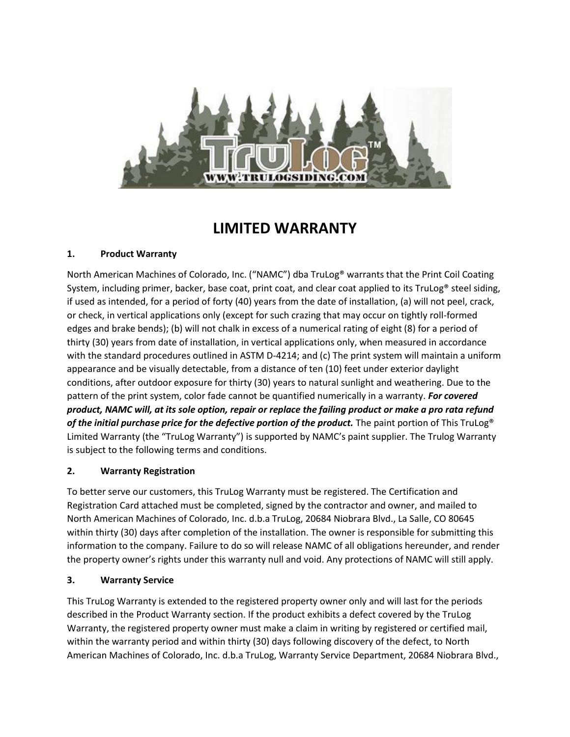# LIMITED WARRANTY

## 1. Product Warranty

North American Machines of Colorado, Inc. ("NAMC") dba TruLog® warrants that the Print Coil Coating System, including primer, backer, base coat, print coat, and clear coat applied to its TruLog® steel siding, if used as intended, for a period of forty (40) years from the date of installation, (a) will not peel, crack, or check, in vertical applications only (except for such crazing that may occur on tightly roll-formed edges and brake bends); (b) will not chalk in excess of a numerical rating of eight (8) for a period of thirty (30) years from date of installation, in vertical applications only, when measured in accordance with the standard procedures outlined in ASTM D-4214; and (c) The print system will maintain a uniform appearance and be visually detectable, from a distance of ten (10) feet under exterior daylight conditions, after outdoor exposure for thirty (30) years to natural sunlight and weathering. Due to the pattern of the print system, color fade cannot be quantified numerically in a warranty. ***For covered product, NAMC will, at its sole option, repair or replace the failing product or make a pro rata refund of the initial purchase price for the defective portion of the product.*** The paint portion of This TruLog® Limited Warranty (the "TruLog Warranty") is supported by NAMC's paint supplier. The Trulog Warranty is subject to the following terms and conditions.

## 2. Warranty Registration

To better serve our customers, this TruLog Warranty must be registered. The Certification and Registration Card attached must be completed, signed by the contractor and owner, and mailed to North American Machines of Colorado, Inc. d.b.a TruLog, 20684 Niobrara Blvd., La Salle, CO 80645 within thirty (30) days after completion of the installation. The owner is responsible for submitting this information to the company. Failure to do so will release NAMC of all obligations hereunder, and render the property owner's rights under this warranty null and void. Any protections of NAMC will still apply.

## 3. Warranty Service

This TruLog Warranty is extended to the registered property owner only and will last for the periods described in the Product Warranty section. If the product exhibits a defect covered by the TruLog Warranty, the registered property owner must make a claim in writing by registered or certified mail, within the warranty period and within thirty (30) days following discovery of the defect, to North American Machines of Colorado, Inc. d.b.a TruLog, Warranty Service Department, 20684 Niobrara Blvd.,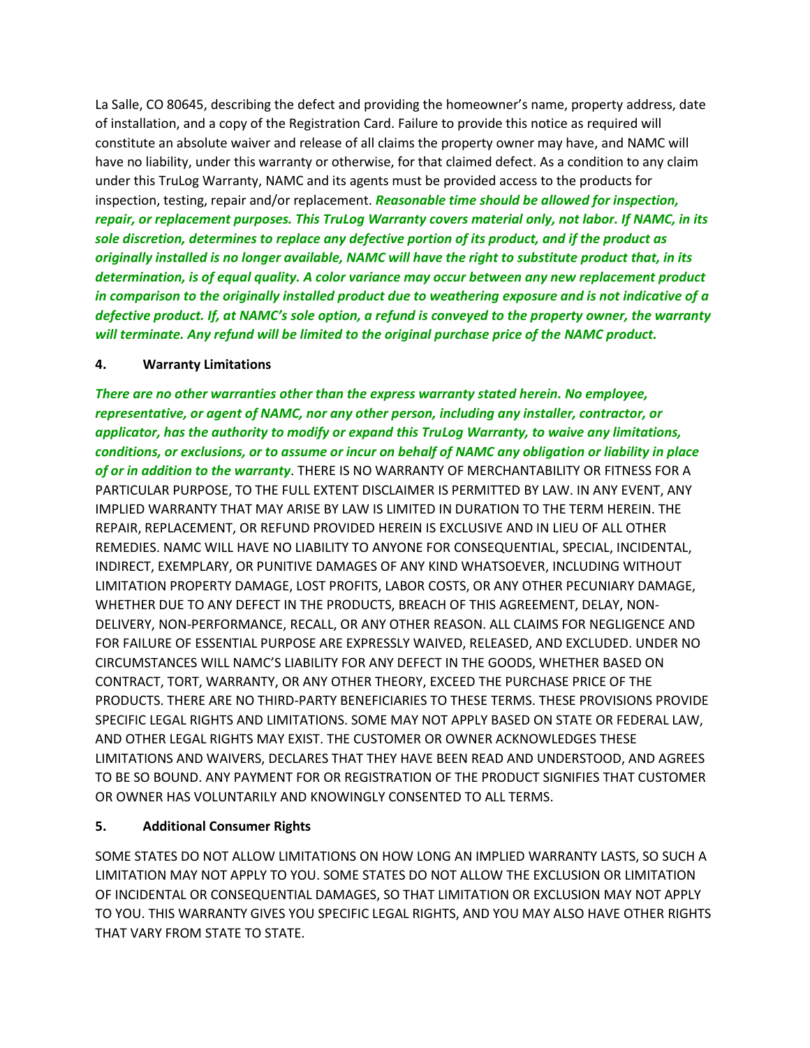La Salle, CO 80645, describing the defect and providing the homeowner's name, property address, date of installation, and a copy of the Registration Card. Failure to provide this notice as required will constitute an absolute waiver and release of all claims the property owner may have, and NAMC will have no liability, under this warranty or otherwise, for that claimed defect. As a condition to any claim under this TruLog Warranty, NAMC and its agents must be provided access to the products for inspection, testing, repair and/or replacement. ***Reasonable time should be allowed for inspection, repair, or replacement purposes. This TruLog Warranty covers material only, not labor. If NAMC, in its sole discretion, determines to replace any defective portion of its product, and if the product as originally installed is no longer available, NAMC will have the right to substitute product that, in its determination, is of equal quality. A color variance may occur between any new replacement product in comparison to the originally installed product due to weathering exposure and is not indicative of a defective product. If, at NAMC's sole option, a refund is conveyed to the property owner, the warranty will terminate. Any refund will be limited to the original purchase price of the NAMC product.***

**4. Warranty Limitations**

***There are no other warranties other than the express warranty stated herein. No employee, representative, or agent of NAMC, nor any other person, including any installer, contractor, or applicator, has the authority to modify or expand this TruLog Warranty, to waive any limitations, conditions, or exclusions, or to assume or incur on behalf of NAMC any obligation or liability in place of or in addition to the warranty***. THERE IS NO WARRANTY OF MERCHANTABILITY OR FITNESS FOR A PARTICULAR PURPOSE, TO THE FULL EXTENT DISCLAIMER IS PERMITTED BY LAW. IN ANY EVENT, ANY IMPLIED WARRANTY THAT MAY ARISE BY LAW IS LIMITED IN DURATION TO THE TERM HEREIN. THE REPAIR, REPLACEMENT, OR REFUND PROVIDED HEREIN IS EXCLUSIVE AND IN LIEU OF ALL OTHER REMEDIES. NAMC WILL HAVE NO LIABILITY TO ANYONE FOR CONSEQUENTIAL, SPECIAL, INCIDENTAL, INDIRECT, EXEMPLARY, OR PUNITIVE DAMAGES OF ANY KIND WHATSOEVER, INCLUDING WITHOUT LIMITATION PROPERTY DAMAGE, LOST PROFITS, LABOR COSTS, OR ANY OTHER PECUNIARY DAMAGE, WHETHER DUE TO ANY DEFECT IN THE PRODUCTS, BREACH OF THIS AGREEMENT, DELAY, NON-DELIVERY, NON-PERFORMANCE, RECALL, OR ANY OTHER REASON. ALL CLAIMS FOR NEGLIGENCE AND FOR FAILURE OF ESSENTIAL PURPOSE ARE EXPRESSLY WAIVED, RELEASED, AND EXCLUDED. UNDER NO CIRCUMSTANCES WILL NAMC'S LIABILITY FOR ANY DEFECT IN THE GOODS, WHETHER BASED ON CONTRACT, TORT, WARRANTY, OR ANY OTHER THEORY, EXCEED THE PURCHASE PRICE OF THE PRODUCTS. THERE ARE NO THIRD-PARTY BENEFICIARIES TO THESE TERMS. THESE PROVISIONS PROVIDE SPECIFIC LEGAL RIGHTS AND LIMITATIONS. SOME MAY NOT APPLY BASED ON STATE OR FEDERAL LAW, AND OTHER LEGAL RIGHTS MAY EXIST. THE CUSTOMER OR OWNER ACKNOWLEDGES THESE LIMITATIONS AND WAIVERS, DECLARES THAT THEY HAVE BEEN READ AND UNDERSTOOD, AND AGREES TO BE SO BOUND. ANY PAYMENT FOR OR REGISTRATION OF THE PRODUCT SIGNIFIES THAT CUSTOMER OR OWNER HAS VOLUNTARILY AND KNOWINGLY CONSENTED TO ALL TERMS.

**5. Additional Consumer Rights**

SOME STATES DO NOT ALLOW LIMITATIONS ON HOW LONG AN IMPLIED WARRANTY LASTS, SO SUCH A LIMITATION MAY NOT APPLY TO YOU. SOME STATES DO NOT ALLOW THE EXCLUSION OR LIMITATION OF INCIDENTAL OR CONSEQUENTIAL DAMAGES, SO THAT LIMITATION OR EXCLUSION MAY NOT APPLY TO YOU. THIS WARRANTY GIVES YOU SPECIFIC LEGAL RIGHTS, AND YOU MAY ALSO HAVE OTHER RIGHTS THAT VARY FROM STATE TO STATE.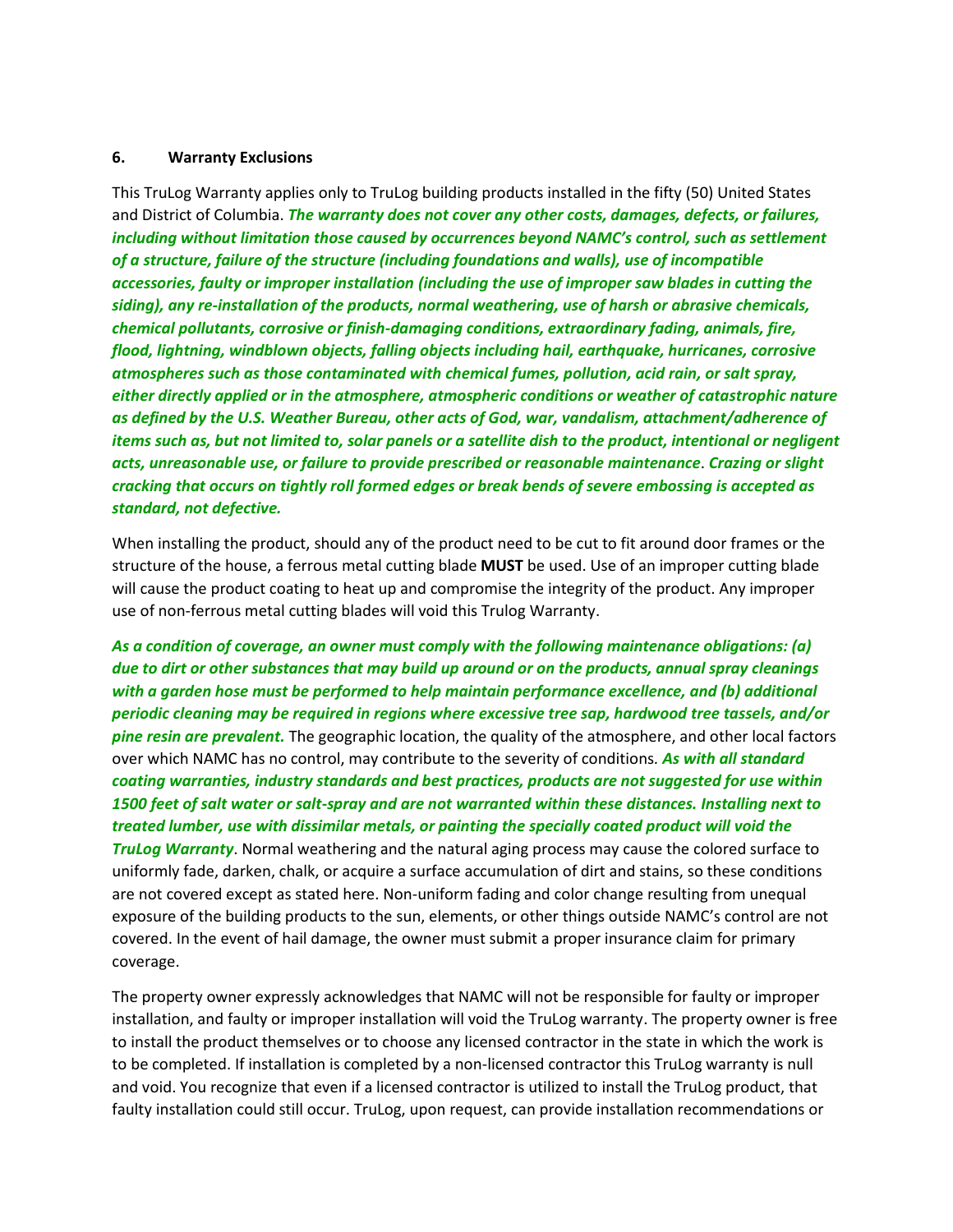## 6. Warranty Exclusions

This TruLog Warranty applies only to TruLog building products installed in the fifty (50) United States and District of Columbia. ***The warranty does not cover any other costs, damages, defects, or failures, including without limitation those caused by occurrences beyond NAMC's control, such as settlement of a structure, failure of the structure (including foundations and walls), use of incompatible accessories, faulty or improper installation (including the use of improper saw blades in cutting the siding), any re-installation of the products, normal weathering, use of harsh or abrasive chemicals, chemical pollutants, corrosive or finish-damaging conditions, extraordinary fading, animals, fire, flood, lightning, windblown objects, falling objects including hail, earthquake, hurricanes, corrosive atmospheres such as those contaminated with chemical fumes, pollution, acid rain, or salt spray, either directly applied or in the atmosphere, atmospheric conditions or weather of catastrophic nature as defined by the U.S. Weather Bureau, other acts of God, war, vandalism, attachment/adherence of items such as, but not limited to, solar panels or a satellite dish to the product, intentional or negligent acts, unreasonable use, or failure to provide prescribed or reasonable maintenance***. ***Crazing or slight cracking that occurs on tightly roll formed edges or break bends of severe embossing is accepted as standard, not defective.***

When installing the product, should any of the product need to be cut to fit around door frames or the structure of the house, a ferrous metal cutting blade **MUST** be used. Use of an improper cutting blade will cause the product coating to heat up and compromise the integrity of the product. Any improper use of non-ferrous metal cutting blades will void this Trulog Warranty.

***As a condition of coverage, an owner must comply with the following maintenance obligations: (a) due to dirt or other substances that may build up around or on the products, annual spray cleanings with a garden hose must be performed to help maintain performance excellence, and (b) additional periodic cleaning may be required in regions where excessive tree sap, hardwood tree tassels, and/or pine resin are prevalent.*** The geographic location, the quality of the atmosphere, and other local factors over which NAMC has no control, may contribute to the severity of conditions. ***As with all standard coating warranties, industry standards and best practices, products are not suggested for use within 1500 feet of salt water or salt-spray and are not warranted within these distances. Installing next to treated lumber, use with dissimilar metals, or painting the specially coated product will void the TruLog Warranty***. Normal weathering and the natural aging process may cause the colored surface to uniformly fade, darken, chalk, or acquire a surface accumulation of dirt and stains, so these conditions are not covered except as stated here. Non-uniform fading and color change resulting from unequal exposure of the building products to the sun, elements, or other things outside NAMC's control are not covered. In the event of hail damage, the owner must submit a proper insurance claim for primary coverage.

The property owner expressly acknowledges that NAMC will not be responsible for faulty or improper installation, and faulty or improper installation will void the TruLog warranty. The property owner is free to install the product themselves or to choose any licensed contractor in the state in which the work is to be completed. If installation is completed by a non-licensed contractor this TruLog warranty is null and void. You recognize that even if a licensed contractor is utilized to install the TruLog product, that faulty installation could still occur. TruLog, upon request, can provide installation recommendations or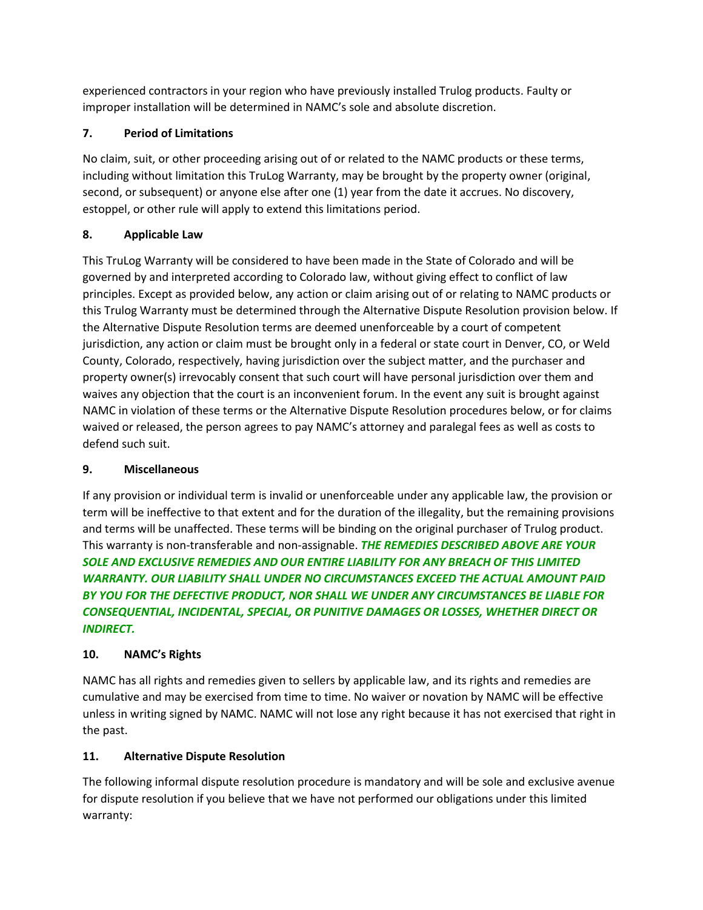experienced contractors in your region who have previously installed Trulog products. Faulty or improper installation will be determined in NAMC's sole and absolute discretion.

### 7. Period of Limitations

No claim, suit, or other proceeding arising out of or related to the NAMC products or these terms, including without limitation this TruLog Warranty, may be brought by the property owner (original, second, or subsequent) or anyone else after one (1) year from the date it accrues. No discovery, estoppel, or other rule will apply to extend this limitations period.

### 8. Applicable Law

This TruLog Warranty will be considered to have been made in the State of Colorado and will be governed by and interpreted according to Colorado law, without giving effect to conflict of law principles. Except as provided below, any action or claim arising out of or relating to NAMC products or this Trulog Warranty must be determined through the Alternative Dispute Resolution provision below. If the Alternative Dispute Resolution terms are deemed unenforceable by a court of competent jurisdiction, any action or claim must be brought only in a federal or state court in Denver, CO, or Weld County, Colorado, respectively, having jurisdiction over the subject matter, and the purchaser and property owner(s) irrevocably consent that such court will have personal jurisdiction over them and waives any objection that the court is an inconvenient forum. In the event any suit is brought against NAMC in violation of these terms or the Alternative Dispute Resolution procedures below, or for claims waived or released, the person agrees to pay NAMC's attorney and paralegal fees as well as costs to defend such suit.

### 9. Miscellaneous

If any provision or individual term is invalid or unenforceable under any applicable law, the provision or term will be ineffective to that extent and for the duration of the illegality, but the remaining provisions and terms will be unaffected. These terms will be binding on the original purchaser of Trulog product. This warranty is non-transferable and non-assignable. ***THE REMEDIES DESCRIBED ABOVE ARE YOUR SOLE AND EXCLUSIVE REMEDIES AND OUR ENTIRE LIABILITY FOR ANY BREACH OF THIS LIMITED WARRANTY. OUR LIABILITY SHALL UNDER NO CIRCUMSTANCES EXCEED THE ACTUAL AMOUNT PAID BY YOU FOR THE DEFECTIVE PRODUCT, NOR SHALL WE UNDER ANY CIRCUMSTANCES BE LIABLE FOR CONSEQUENTIAL, INCIDENTAL, SPECIAL, OR PUNITIVE DAMAGES OR LOSSES, WHETHER DIRECT OR INDIRECT.***

### 10. NAMC's Rights

NAMC has all rights and remedies given to sellers by applicable law, and its rights and remedies are cumulative and may be exercised from time to time. No waiver or novation by NAMC will be effective unless in writing signed by NAMC. NAMC will not lose any right because it has not exercised that right in the past.

### 11. Alternative Dispute Resolution

The following informal dispute resolution procedure is mandatory and will be sole and exclusive avenue for dispute resolution if you believe that we have not performed our obligations under this limited warranty: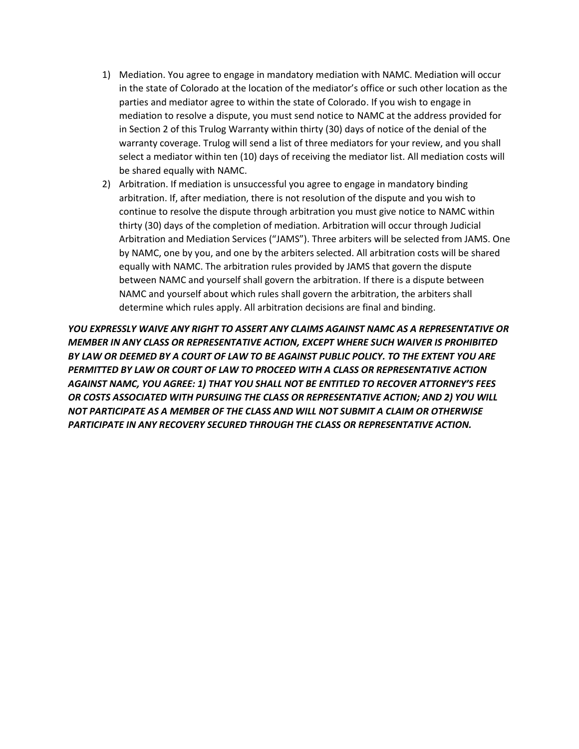1) Mediation. You agree to engage in mandatory mediation with NAMC. Mediation will occur in the state of Colorado at the location of the mediator's office or such other location as the parties and mediator agree to within the state of Colorado. If you wish to engage in mediation to resolve a dispute, you must send notice to NAMC at the address provided for in Section 2 of this Trulog Warranty within thirty (30) days of notice of the denial of the warranty coverage. Trulog will send a list of three mediators for your review, and you shall select a mediator within ten (10) days of receiving the mediator list. All mediation costs will be shared equally with NAMC.
2) Arbitration. If mediation is unsuccessful you agree to engage in mandatory binding arbitration. If, after mediation, there is not resolution of the dispute and you wish to continue to resolve the dispute through arbitration you must give notice to NAMC within thirty (30) days of the completion of mediation. Arbitration will occur through Judicial Arbitration and Mediation Services ("JAMS"). Three arbiters will be selected from JAMS. One by NAMC, one by you, and one by the arbiters selected. All arbitration costs will be shared equally with NAMC. The arbitration rules provided by JAMS that govern the dispute between NAMC and yourself shall govern the arbitration. If there is a dispute between NAMC and yourself about which rules shall govern the arbitration, the arbiters shall determine which rules apply. All arbitration decisions are final and binding.

***YOU EXPRESSLY WAIVE ANY RIGHT TO ASSERT ANY CLAIMS AGAINST NAMC AS A REPRESENTATIVE OR MEMBER IN ANY CLASS OR REPRESENTATIVE ACTION, EXCEPT WHERE SUCH WAIVER IS PROHIBITED BY LAW OR DEEMED BY A COURT OF LAW TO BE AGAINST PUBLIC POLICY. TO THE EXTENT YOU ARE PERMITTED BY LAW OR COURT OF LAW TO PROCEED WITH A CLASS OR REPRESENTATIVE ACTION AGAINST NAMC, YOU AGREE: 1) THAT YOU SHALL NOT BE ENTITLED TO RECOVER ATTORNEY'S FEES OR COSTS ASSOCIATED WITH PURSUING THE CLASS OR REPRESENTATIVE ACTION; AND 2) YOU WILL NOT PARTICIPATE AS A MEMBER OF THE CLASS AND WILL NOT SUBMIT A CLAIM OR OTHERWISE PARTICIPATE IN ANY RECOVERY SECURED THROUGH THE CLASS OR REPRESENTATIVE ACTION.***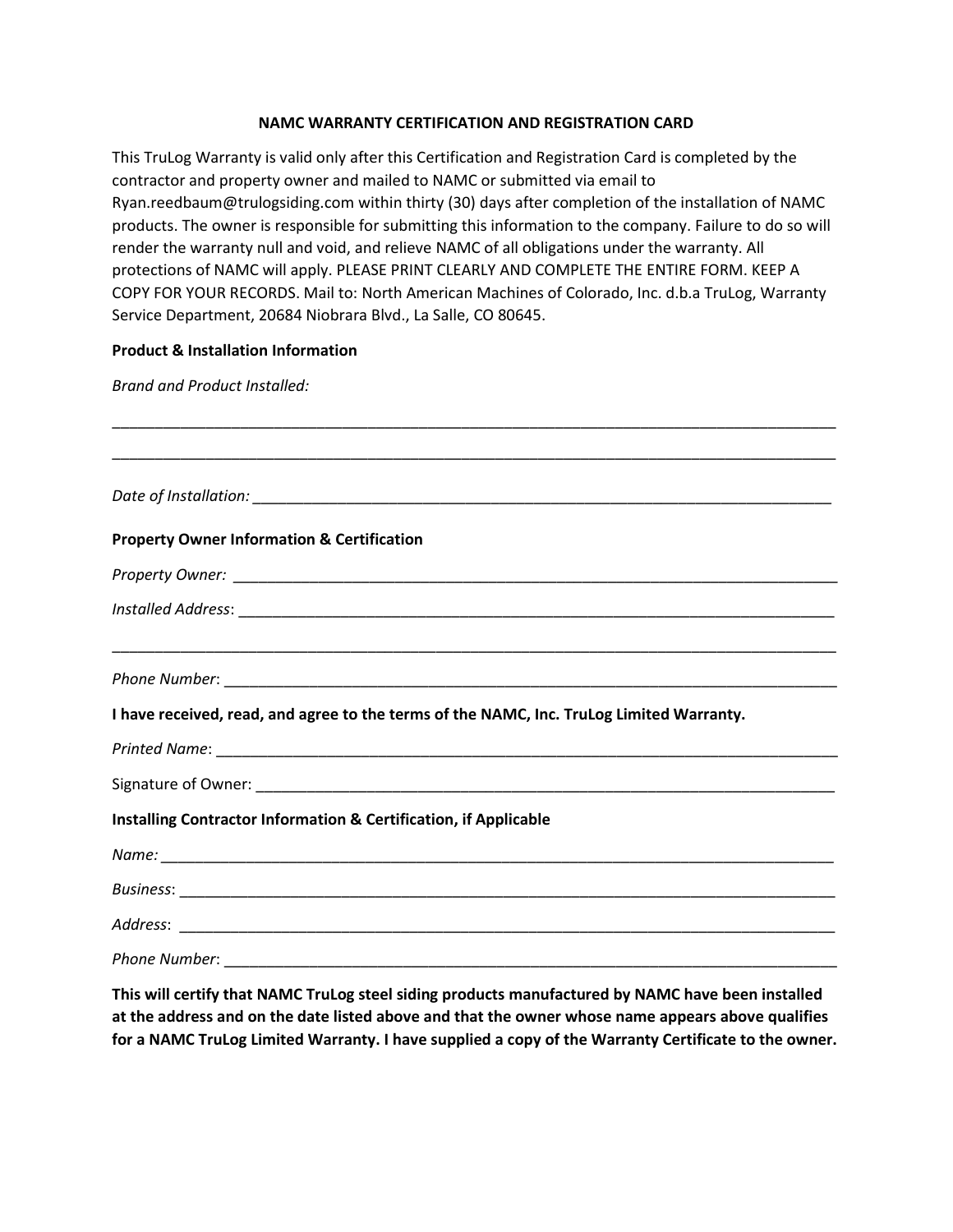## NAMC WARRANTY CERTIFICATION AND REGISTRATION CARD

This TruLog Warranty is valid only after this Certification and Registration Card is completed by the contractor and property owner and mailed to NAMC or submitted via email to Ryan.reedbaum@trulogsiding.com within thirty (30) days after completion of the installation of NAMC products. The owner is responsible for submitting this information to the company. Failure to do so will render the warranty null and void, and relieve NAMC of all obligations under the warranty. All protections of NAMC will apply. PLEASE PRINT CLEARLY AND COMPLETE THE ENTIRE FORM. KEEP A COPY FOR YOUR RECORDS. Mail to: North American Machines of Colorado, Inc. d.b.a TruLog, Warranty Service Department, 20684 Niobrara Blvd., La Salle, CO 80645.

**Product & Installation Information**

*Brand and Product Installed:*

_______________________________________________________________________________

_______________________________________________________________________________

*Date of Installation:* ____________________________________________________________

**Property Owner Information & Certification**

*Property Owner:* ________________________________________________________________

*Installed Address*: _______________________________________________________________

_______________________________________________________________________________

*Phone Number*: _________________________________________________________________

**I have received, read, and agree to the terms of the NAMC, Inc. TruLog Limited Warranty.**

*Printed Name*: __________________________________________________________________

Signature of Owner: ______________________________________________________________

**Installing Contractor Information & Certification, if Applicable**

*Name:* _________________________________________________________________________

*Business*: ______________________________________________________________________

*Address*: ______________________________________________________________________

*Phone Number*: _________________________________________________________________

**This will certify that NAMC TruLog steel siding products manufactured by NAMC have been installed at the address and on the date listed above and that the owner whose name appears above qualifies for a NAMC TruLog Limited Warranty. I have supplied a copy of the Warranty Certificate to the owner.**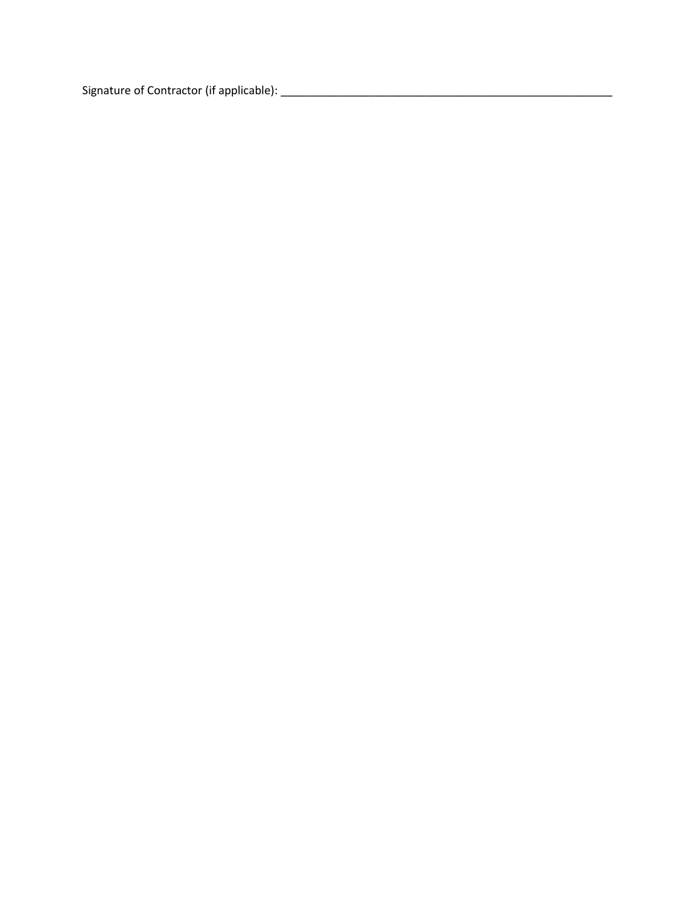Signature of Contractor (if applicable): ___________________________________________________________